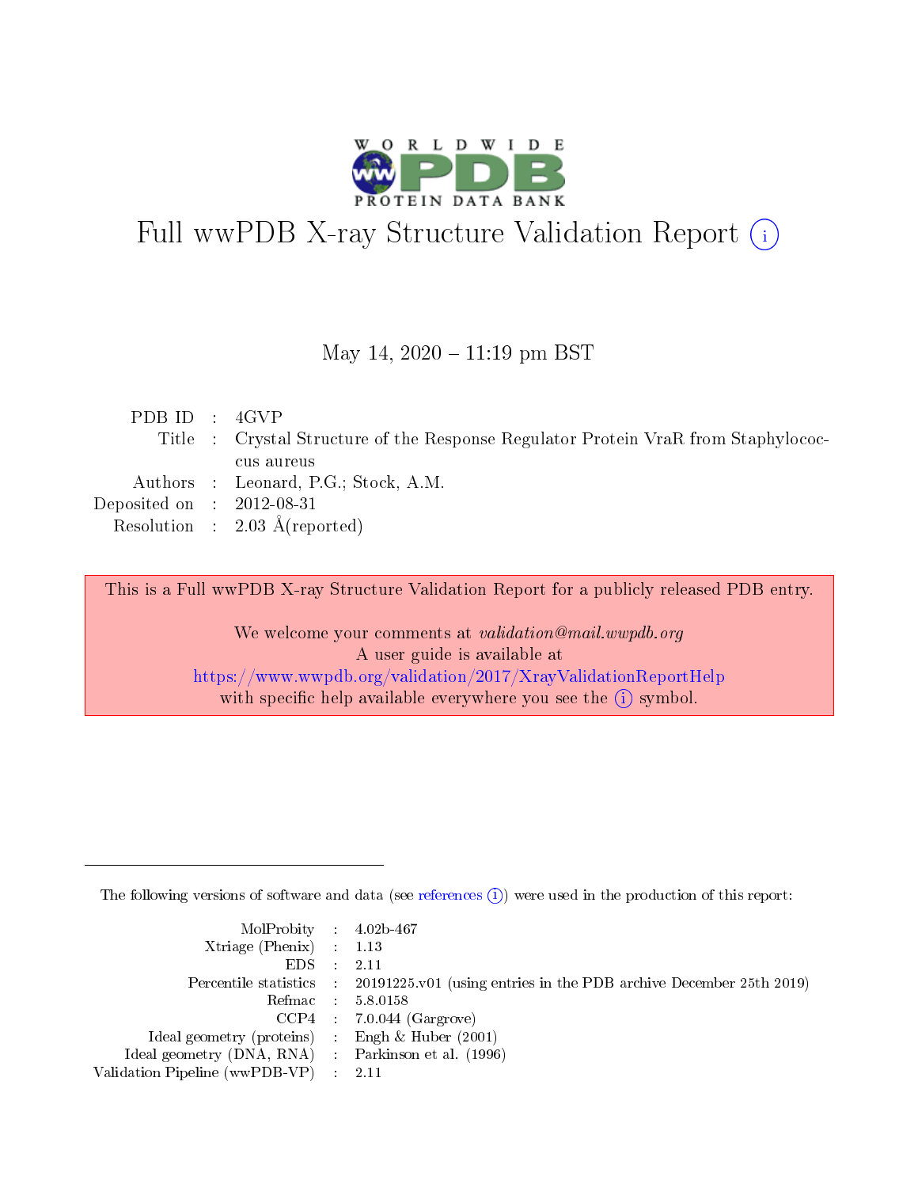# Full wwPDB X-ray Structure Validation Report

May 14, 2020 – 11:19 pm BST

| | | |
|---|---|---|
| PDB ID | : | 4GVP |
| Title | : | Crystal Structure of the Response Regulator Protein VraR from Staphylococcus aureus |
| Authors | : | Leonard, P.G.; Stock, A.M. |
| Deposited on | : | 2012-08-31 |
| Resolution | : | 2.03 Å(reported) |

This is a Full wwPDB X-ray Structure Validation Report for a publicly released PDB entry.

We welcome your comments at *validation@mail.wwpdb.org*
A user guide is available at
https://www.wwpdb.org/validation/2017/XrayValidationReportHelp
with specific help available everywhere you see the (i) symbol.

---

The following versions of software and data (see references (i)) were used in the production of this report:

| | | |
|---|---|---|
| MolProbity | : | 4.02b-467 |
| Xtriage (Phenix) | : | 1.13 |
| EDS | : | 2.11 |
| Percentile statistics | : | 20191225.v01 (using entries in the PDB archive December 25th 2019) |
| Refmac | : | 5.8.0158 |
| CCP4 | : | 7.0.044 (Gargrove) |
| Ideal geometry (proteins) | : | Engh & Huber (2001) |
| Ideal geometry (DNA, RNA) | : | Parkinson et al. (1996) |
| Validation Pipeline (wwPDB-VP) | : | 2.11 |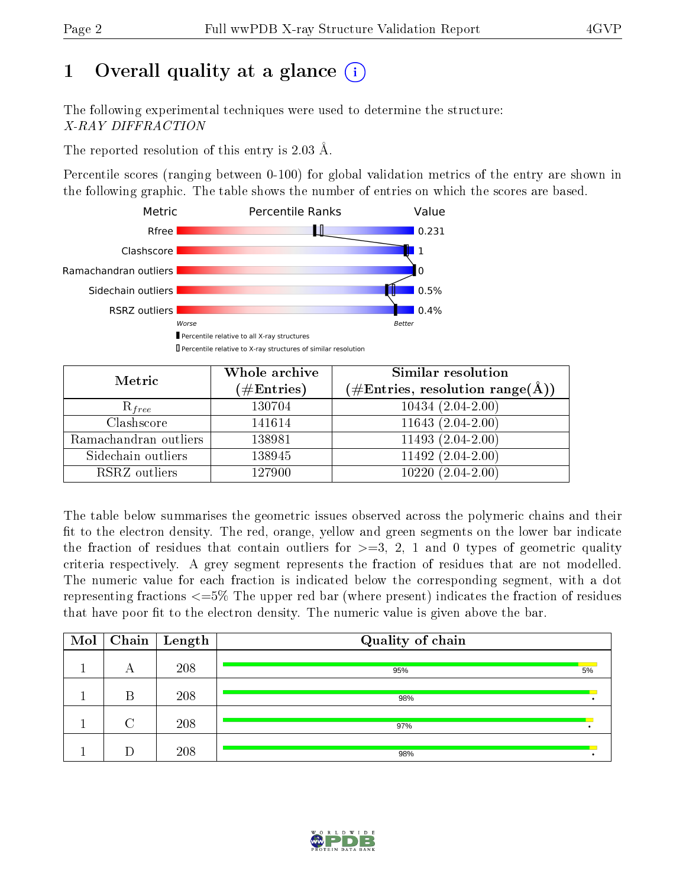# 1 Overall quality at a glance

The following experimental techniques were used to determine the structure:
*X-RAY DIFFRACTION*

The reported resolution of this entry is 2.03 Å.

Percentile scores (ranging between 0-100) for global validation metrics of the entry are shown in the following graphic. The table shows the number of entries on which the scores are based.

| Metric | Value |
|---|---|
| Rfree | 0.231 |
| Clashscore | 1 |
| Ramachandran outliers | 0 |
| Sidechain outliers | 0.5% |
| RSRZ outliers | 0.4% |

| Metric | Whole archive (#Entries) | Similar resolution (#Entries, resolution range(Å)) |
|---|---|---|
| $R_{free}$ | 130704 | 10434 (2.04-2.00) |
| Clashscore | 141614 | 11643 (2.04-2.00) |
| Ramachandran outliers | 138981 | 11493 (2.04-2.00) |
| Sidechain outliers | 138945 | 11492 (2.04-2.00) |
| RSRZ outliers | 127900 | 10220 (2.04-2.00) |

The table below summarises the geometric issues observed across the polymeric chains and their fit to the electron density. The red, orange, yellow and green segments on the lower bar indicate the fraction of residues that contain outliers for >=3, 2, 1 and 0 types of geometric quality criteria respectively. A grey segment represents the fraction of residues that are not modelled. The numeric value for each fraction is indicated below the corresponding segment, with a dot representing fractions <=5% The upper red bar (where present) indicates the fraction of residues that have poor fit to the electron density. The numeric value is given above the bar.

| Mol | Chain | Length | Quality of chain |
|---|---|---|---|
| 1 | A | 208 | 95% 5% |
| 1 | B | 208 | 98% • |
| 1 | C | 208 | 97% • |
| 1 | D | 208 | 98% • |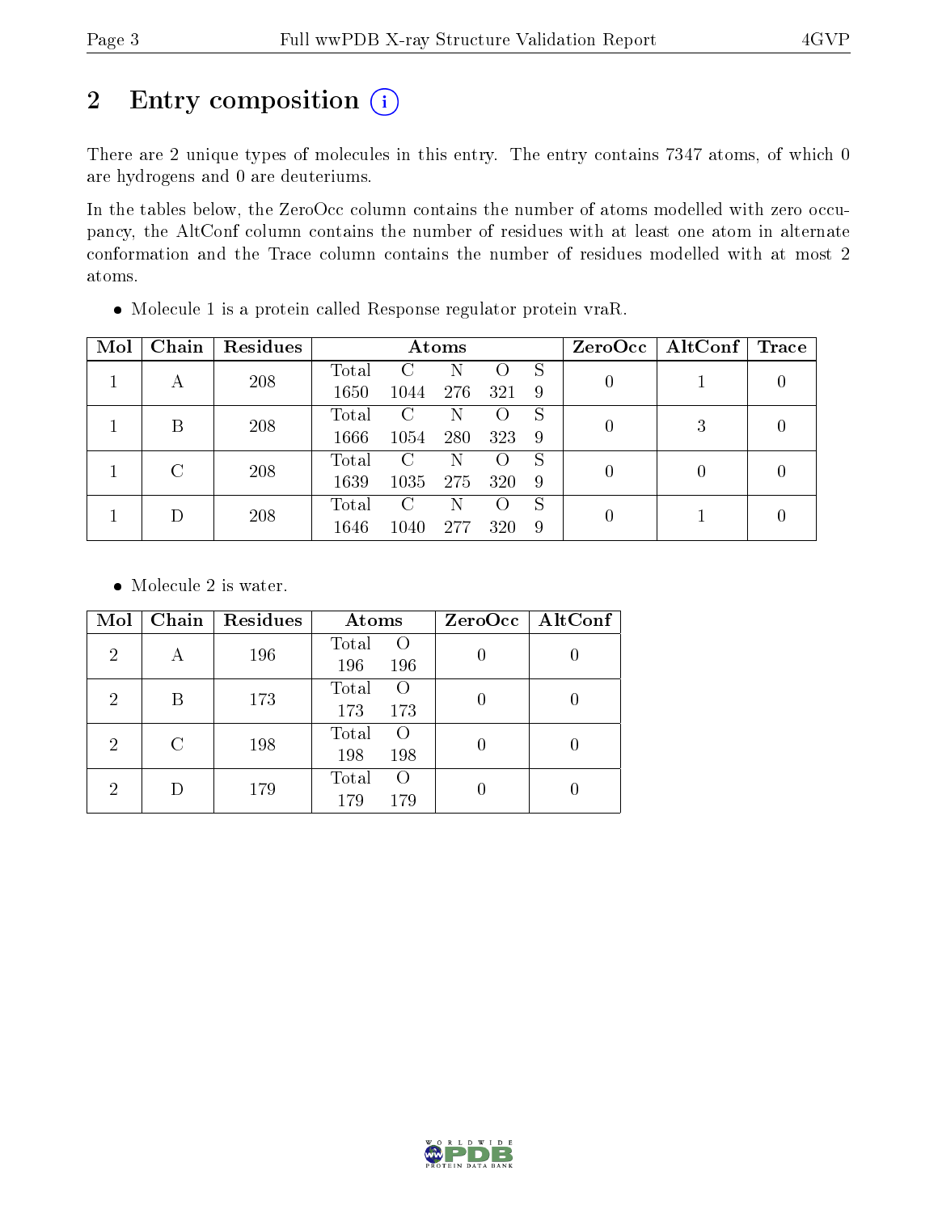# 2 Entry composition

There are 2 unique types of molecules in this entry. The entry contains 7347 atoms, of which 0 are hydrogens and 0 are deuteriums.

In the tables below, the ZeroOcc column contains the number of atoms modelled with zero occupancy, the AltConf column contains the number of residues with at least one atom in alternate conformation and the Trace column contains the number of residues modelled with at most 2 atoms.

- Molecule 1 is a protein called Response regulator protein vraR.

| Mol | Chain | Residues | Atoms | | | | | ZeroOcc | AltConf | Trace |
|---|---|---|---|---|---|---|---|---|---|---|
| 1 | A | 208 | Total 1650 | C 1044 | N 276 | O 321 | S 9 | 0 | 1 | 0 |
| 1 | B | 208 | Total 1666 | C 1054 | N 280 | O 323 | S 9 | 0 | 3 | 0 |
| 1 | C | 208 | Total 1639 | C 1035 | N 275 | O 320 | S 9 | 0 | 0 | 0 |
| 1 | D | 208 | Total 1646 | C 1040 | N 277 | O 320 | S 9 | 0 | 1 | 0 |

- Molecule 2 is water.

| Mol | Chain | Residues | Atoms | | ZeroOcc | AltConf |
|---|---|---|---|---|---|---|
| 2 | A | 196 | Total 196 | O 196 | 0 | 0 |
| 2 | B | 173 | Total 173 | O 173 | 0 | 0 |
| 2 | C | 198 | Total 198 | O 198 | 0 | 0 |
| 2 | D | 179 | Total 179 | O 179 | 0 | 0 |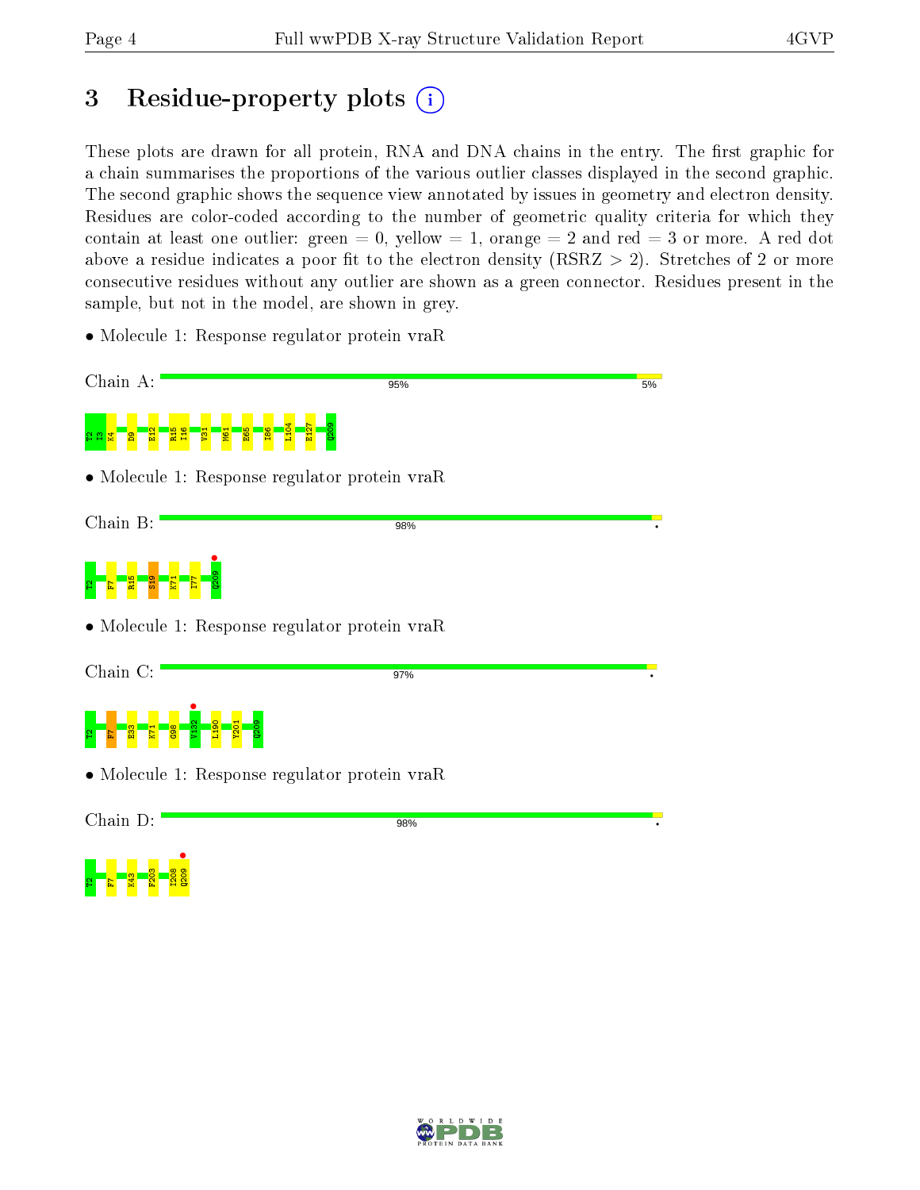# 3 Residue-property plots (i)

These plots are drawn for all protein, RNA and DNA chains in the entry. The first graphic for a chain summarises the proportions of the various outlier classes displayed in the second graphic. The second graphic shows the sequence view annotated by issues in geometry and electron density. Residues are color-coded according to the number of geometric quality criteria for which they contain at least one outlier: green = 0, yellow = 1, orange = 2 and red = 3 or more. A red dot above a residue indicates a poor fit to the electron density (RSRZ > 2). Stretches of 2 or more consecutive residues without any outlier are shown as a green connector. Residues present in the sample, but not in the model, are shown in grey.

- Molecule 1: Response regulator protein vraR

Chain A: 95% 5%

T2 I3 K4 D9 E12 R15 I16 V31 M61 E65 I86 L104 E127 Q209

- Molecule 1: Response regulator protein vraR

Chain B: 98% •

T2 F7 R15 S19 K71 I77 Q209

- Molecule 1: Response regulator protein vraR

Chain C: 97% •

T2 F7 E33 K71 G98 V132 L190 Y201 Q209

- Molecule 1: Response regulator protein vraR

Chain D: 98% •

T2 F7 K43 F203 I208 Q209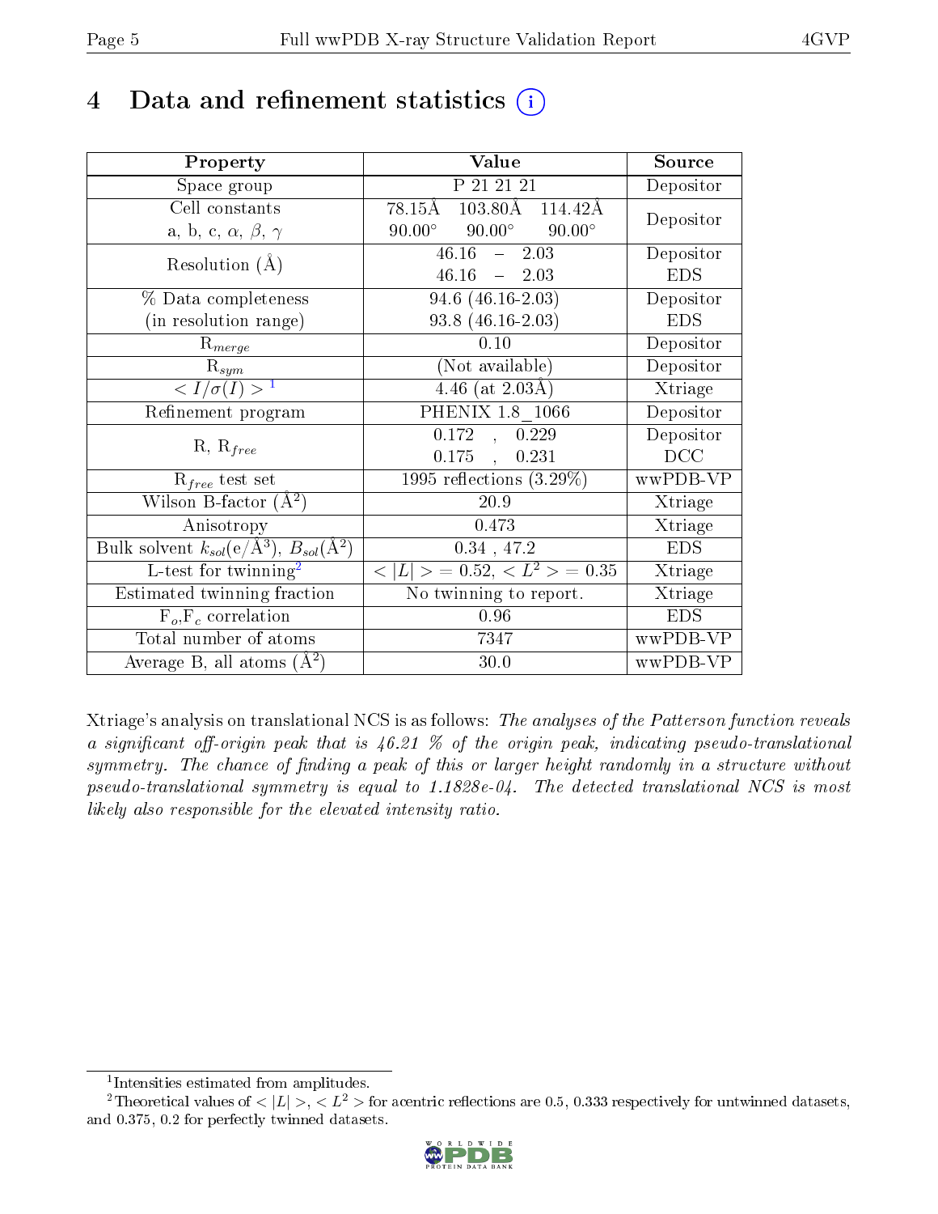# 4 Data and refinement statistics (i)

| Property | Value | Source |
|---|---|---|
| Space group | P 21 21 21 | Depositor |
| Cell constants<br>a, b, c, $\alpha$, $\beta$, $\gamma$ | 78.15Å 103.80Å 114.42Å<br>90.00° 90.00° 90.00° | Depositor |
| Resolution (Å) | 46.16 – 2.03<br>46.16 – 2.03 | Depositor<br>EDS |
| % Data completeness<br>(in resolution range) | 94.6 (46.16-2.03)<br>93.8 (46.16-2.03) | Depositor<br>EDS |
| $R_{merge}$ | 0.10 | Depositor |
| $R_{sym}$ | (Not available) | Depositor |
| $< I/\sigma(I) >$ [1] | 4.46 (at 2.03Å) | Xtriage |
| Refinement program | PHENIX 1.8_1066 | Depositor |
| R, $R_{free}$ | 0.172 , 0.229<br>0.175 , 0.231 | Depositor<br>DCC |
| $R_{free}$ test set | 1995 reflections (3.29%) | wwPDB-VP |
| Wilson B-factor (Å$^2$) | 20.9 | Xtriage |
| Anisotropy | 0.473 | Xtriage |
| Bulk solvent $k_{sol}$(e/Å$^3$), $B_{sol}$(Å$^2$) | 0.34 , 47.2 | EDS |
| L-test for twinning[2] | $< \|L\| >$ = 0.52, $< L^2 >$ = 0.35 | Xtriage |
| Estimated twinning fraction | No twinning to report. | Xtriage |
| $F_o$,$F_c$ correlation | 0.96 | EDS |
| Total number of atoms | 7347 | wwPDB-VP |
| Average B, all atoms (Å$^2$) | 30.0 | wwPDB-VP |

Xtriage's analysis on translational NCS is as follows: *The analyses of the Patterson function reveals a significant off-origin peak that is 46.21 % of the origin peak, indicating pseudo-translational symmetry. The chance of finding a peak of this or larger height randomly in a structure without pseudo-translational symmetry is equal to 1.1828e-04. The detected translational NCS is most likely also responsible for the elevated intensity ratio.*

[1] Intensities estimated from amplitudes.

[2] Theoretical values of $< |L| >$, $< L^2 >$ for acentric reflections are 0.5, 0.333 respectively for untwinned datasets, and 0.375, 0.2 for perfectly twinned datasets.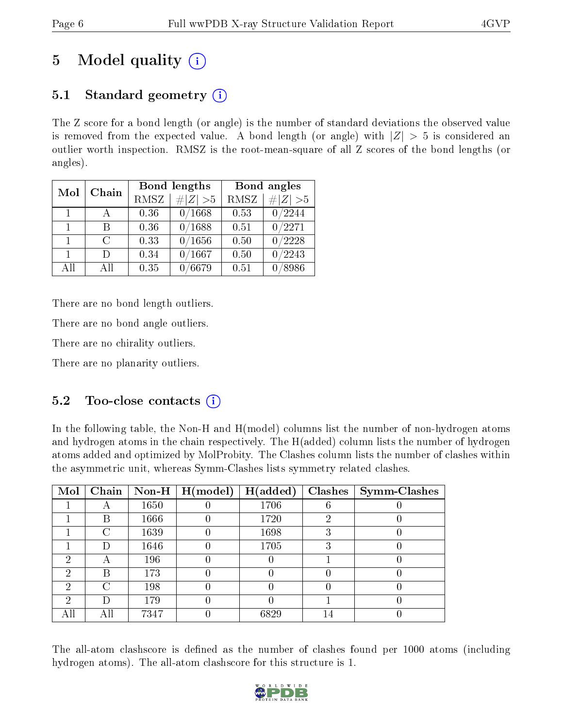# 5 Model quality

## 5.1 Standard geometry

The Z score for a bond length (or angle) is the number of standard deviations the observed value is removed from the expected value. A bond length (or angle) with $|Z| > 5$ is considered an outlier worth inspection. RMSZ is the root-mean-square of all Z scores of the bond lengths (or angles).

| Mol | Chain | Bond lengths | | Bond angles | |
|---|---|---|---|---|---|
| | | RMSZ | #\|Z\| >5 | RMSZ | #\|Z\| >5 |
| 1 | A | 0.36 | 0/1668 | 0.53 | 0/2244 |
| 1 | B | 0.36 | 0/1688 | 0.51 | 0/2271 |
| 1 | C | 0.33 | 0/1656 | 0.50 | 0/2228 |
| 1 | D | 0.34 | 0/1667 | 0.50 | 0/2243 |
| All | All | 0.35 | 0/6679 | 0.51 | 0/8986 |

There are no bond length outliers.

There are no bond angle outliers.

There are no chirality outliers.

There are no planarity outliers.

## 5.2 Too-close contacts

In the following table, the Non-H and H(model) columns list the number of non-hydrogen atoms and hydrogen atoms in the chain respectively. The H(added) column lists the number of hydrogen atoms added and optimized by MolProbity. The Clashes column lists the number of clashes within the asymmetric unit, whereas Symm-Clashes lists symmetry related clashes.

| Mol | Chain | Non-H | H(model) | H(added) | Clashes | Symm-Clashes |
|---|---|---|---|---|---|---|
| 1 | A | 1650 | 0 | 1706 | 6 | 0 |
| 1 | B | 1666 | 0 | 1720 | 2 | 0 |
| 1 | C | 1639 | 0 | 1698 | 3 | 0 |
| 1 | D | 1646 | 0 | 1705 | 3 | 0 |
| 2 | A | 196 | 0 | 0 | 1 | 0 |
| 2 | B | 173 | 0 | 0 | 0 | 0 |
| 2 | C | 198 | 0 | 0 | 0 | 0 |
| 2 | D | 179 | 0 | 0 | 1 | 0 |
| All | All | 7347 | 0 | 6829 | 14 | 0 |

The all-atom clashscore is defined as the number of clashes found per 1000 atoms (including hydrogen atoms). The all-atom clashscore for this structure is 1.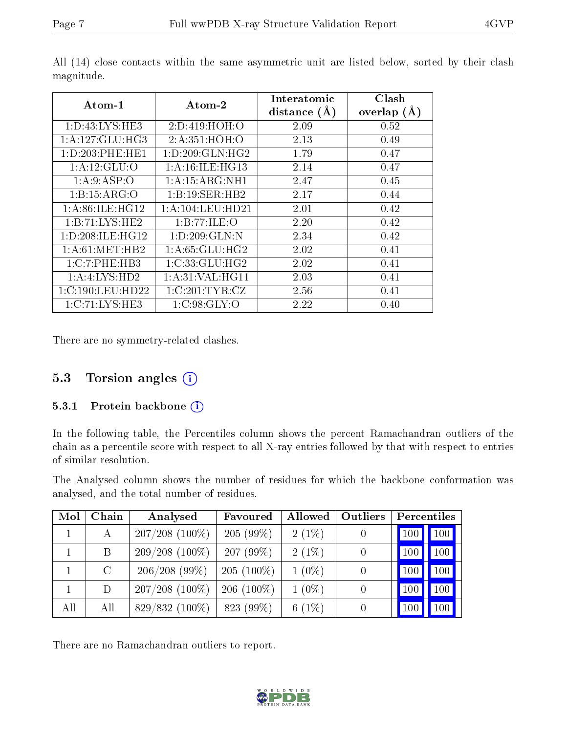All (14) close contacts within the same asymmetric unit are listed below, sorted by their clash magnitude.

| Atom-1 | Atom-2 | Interatomic distance (Å) | Clash overlap (Å) |
|---|---|---|---|
| 1:D:43:LYS:HE3 | 2:D:419:HOH:O | 2.09 | 0.52 |
| 1:A:127:GLU:HG3 | 2:A:351:HOH:O | 2.13 | 0.49 |
| 1:D:203:PHE:HE1 | 1:D:209:GLN:HG2 | 1.79 | 0.47 |
| 1:A:12:GLU:O | 1:A:16:ILE:HG13 | 2.14 | 0.47 |
| 1:A:9:ASP:O | 1:A:15:ARG:NH1 | 2.47 | 0.45 |
| 1:B:15:ARG:O | 1:B:19:SER:HB2 | 2.17 | 0.44 |
| 1:A:86:ILE:HG12 | 1:A:104:LEU:HD21 | 2.01 | 0.42 |
| 1:B:71:LYS:HE2 | 1:B:77:ILE:O | 2.20 | 0.42 |
| 1:D:208:ILE:HG12 | 1:D:209:GLN:N | 2.34 | 0.42 |
| 1:A:61:MET:HB2 | 1:A:65:GLU:HG2 | 2.02 | 0.41 |
| 1:C:7:PHE:HB3 | 1:C:33:GLU:HG2 | 2.02 | 0.41 |
| 1:A:4:LYS:HD2 | 1:A:31:VAL:HG11 | 2.03 | 0.41 |
| 1:C:190:LEU:HD22 | 1:C:201:TYR:CZ | 2.56 | 0.41 |
| 1:C:71:LYS:HE3 | 1:C:98:GLY:O | 2.22 | 0.40 |

There are no symmetry-related clashes.

## 5.3 Torsion angles

### 5.3.1 Protein backbone

In the following table, the Percentiles column shows the percent Ramachandran outliers of the chain as a percentile score with respect to all X-ray entries followed by that with respect to entries of similar resolution.

The Analysed column shows the number of residues for which the backbone conformation was analysed, and the total number of residues.

| Mol | Chain | Analysed | Favoured | Allowed | Outliers | Percentiles | |
|---|---|---|---|---|---|---|---|
| 1 | A | 207/208 (100%) | 205 (99%) | 2 (1%) | 0 | 100 | 100 |
| 1 | B | 209/208 (100%) | 207 (99%) | 2 (1%) | 0 | 100 | 100 |
| 1 | C | 206/208 (99%) | 205 (100%) | 1 (0%) | 0 | 100 | 100 |
| 1 | D | 207/208 (100%) | 206 (100%) | 1 (0%) | 0 | 100 | 100 |
| All | All | 829/832 (100%) | 823 (99%) | 6 (1%) | 0 | 100 | 100 |

There are no Ramachandran outliers to report.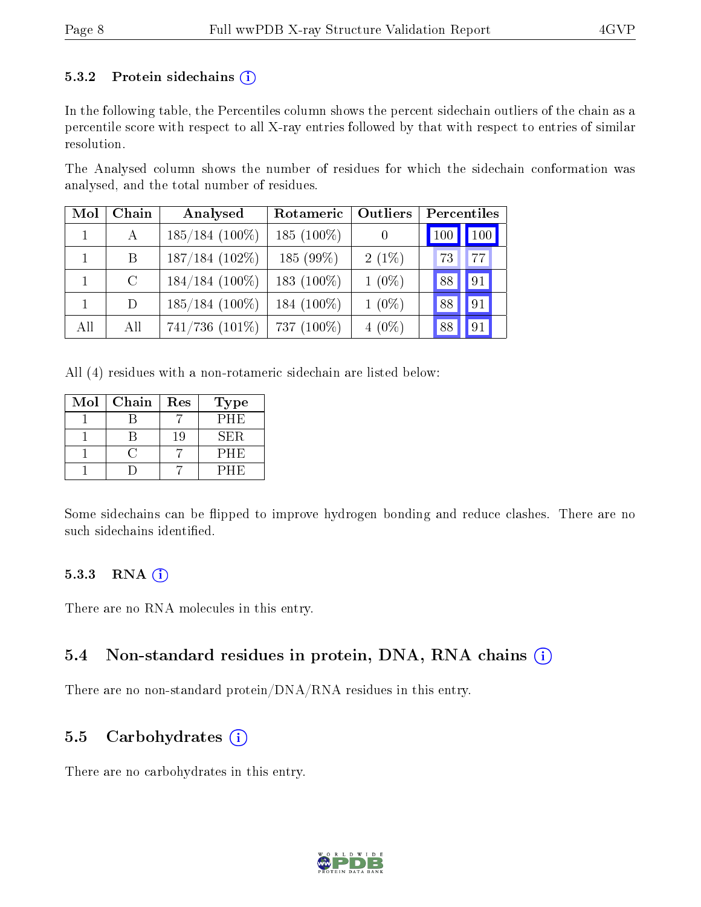### 5.3.2 Protein sidechains (i)

In the following table, the Percentiles column shows the percent sidechain outliers of the chain as a percentile score with respect to all X-ray entries followed by that with respect to entries of similar resolution.

The Analysed column shows the number of residues for which the sidechain conformation was analysed, and the total number of residues.

| Mol | Chain | Analysed | Rotameric | Outliers | Percentiles | |
|---|---|---|---|---|---|---|
| 1 | A | 185/184 (100%) | 185 (100%) | 0 | 100 | 100 |
| 1 | B | 187/184 (102%) | 185 (99%) | 2 (1%) | 73 | 77 |
| 1 | C | 184/184 (100%) | 183 (100%) | 1 (0%) | 88 | 91 |
| 1 | D | 185/184 (100%) | 184 (100%) | 1 (0%) | 88 | 91 |
| All | All | 741/736 (101%) | 737 (100%) | 4 (0%) | 88 | 91 |

All (4) residues with a non-rotameric sidechain are listed below:

| Mol | Chain | Res | Type |
|---|---|---|---|
| 1 | B | 7 | PHE |
| 1 | B | 19 | SER |
| 1 | C | 7 | PHE |
| 1 | D | 7 | PHE |

Some sidechains can be flipped to improve hydrogen bonding and reduce clashes. There are no such sidechains identified.

### 5.3.3 RNA (i)

There are no RNA molecules in this entry.

## 5.4 Non-standard residues in protein, DNA, RNA chains (i)

There are no non-standard protein/DNA/RNA residues in this entry.

## 5.5 Carbohydrates (i)

There are no carbohydrates in this entry.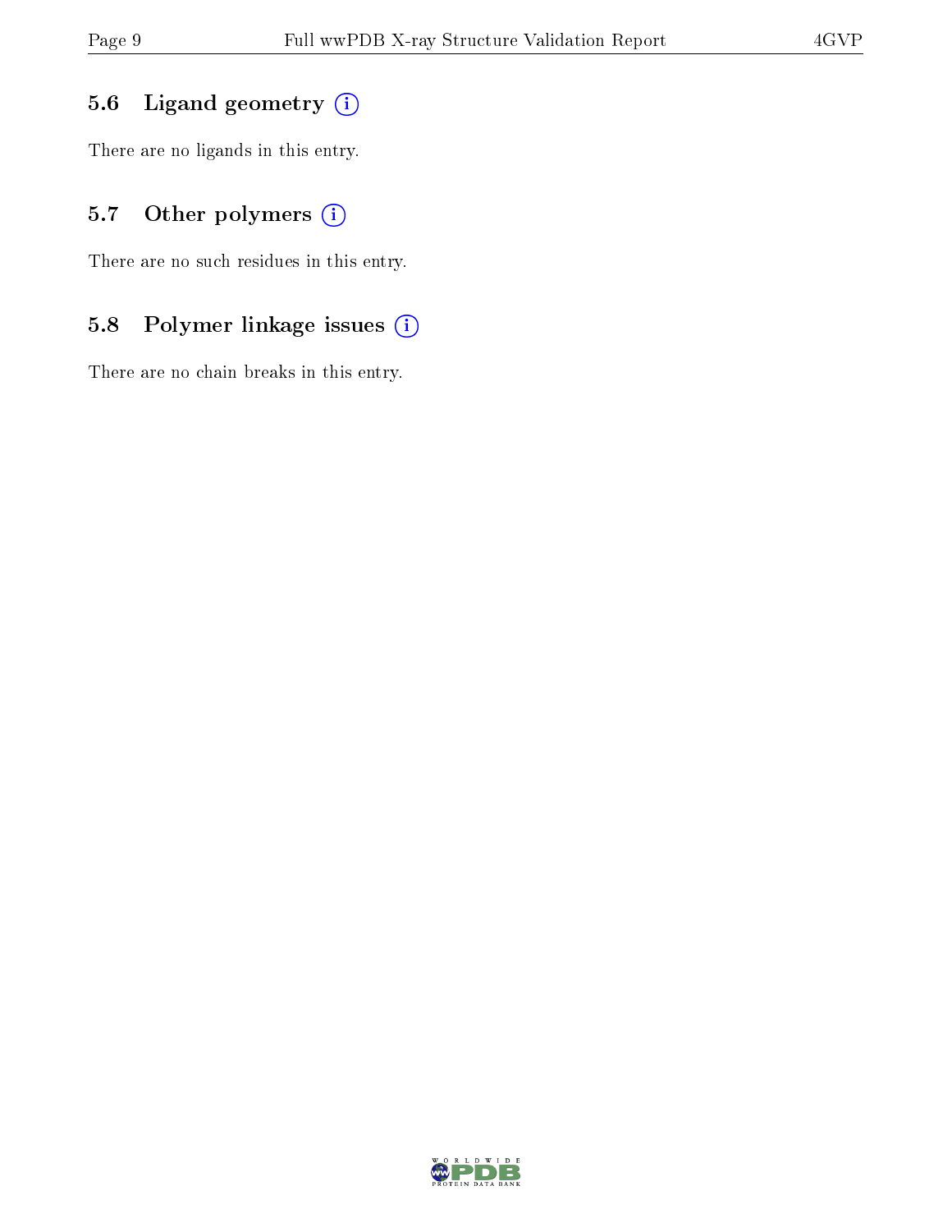### 5.6 Ligand geometry (i)

There are no ligands in this entry.

### 5.7 Other polymers (i)

There are no such residues in this entry.

### 5.8 Polymer linkage issues (i)

There are no chain breaks in this entry.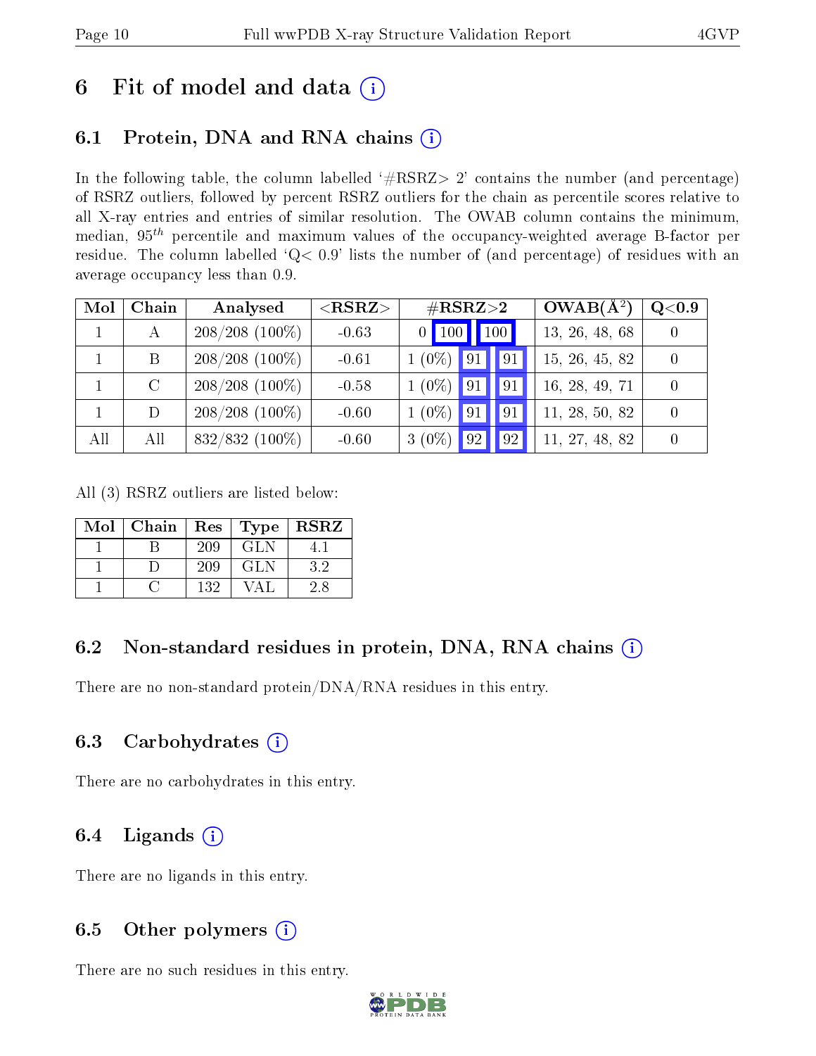# 6 Fit of model and data

## 6.1 Protein, DNA and RNA chains

In the following table, the column labelled '#RSRZ> 2' contains the number (and percentage) of RSRZ outliers, followed by percent RSRZ outliers for the chain as percentile scores relative to all X-ray entries and entries of similar resolution. The OWAB column contains the minimum, median, $95^{th}$ percentile and maximum values of the occupancy-weighted average B-factor per residue. The column labelled 'Q< 0.9' lists the number of (and percentage) of residues with an average occupancy less than 0.9.

| Mol | Chain | Analysed | <RSRZ> | #RSRZ>2 | | | OWAB(Å$^2$) | Q<0.9 |
|---|---|---|---|---|---|---|---|---|
| 1 | A | 208/208 (100%) | -0.63 | 0 | 100 | 100 | 13, 26, 48, 68 | 0 |
| 1 | B | 208/208 (100%) | -0.61 | 1 (0%) | 91 | 91 | 15, 26, 45, 82 | 0 |
| 1 | C | 208/208 (100%) | -0.58 | 1 (0%) | 91 | 91 | 16, 28, 49, 71 | 0 |
| 1 | D | 208/208 (100%) | -0.60 | 1 (0%) | 91 | 91 | 11, 28, 50, 82 | 0 |
| All | All | 832/832 (100%) | -0.60 | 3 (0%) | 92 | 92 | 11, 27, 48, 82 | 0 |

All (3) RSRZ outliers are listed below:

| Mol | Chain | Res | Type | RSRZ |
|---|---|---|---|---|
| 1 | B | 209 | GLN | 4.1 |
| 1 | D | 209 | GLN | 3.2 |
| 1 | C | 132 | VAL | 2.8 |

## 6.2 Non-standard residues in protein, DNA, RNA chains

There are no non-standard protein/DNA/RNA residues in this entry.

## 6.3 Carbohydrates

There are no carbohydrates in this entry.

## 6.4 Ligands

There are no ligands in this entry.

## 6.5 Other polymers

There are no such residues in this entry.